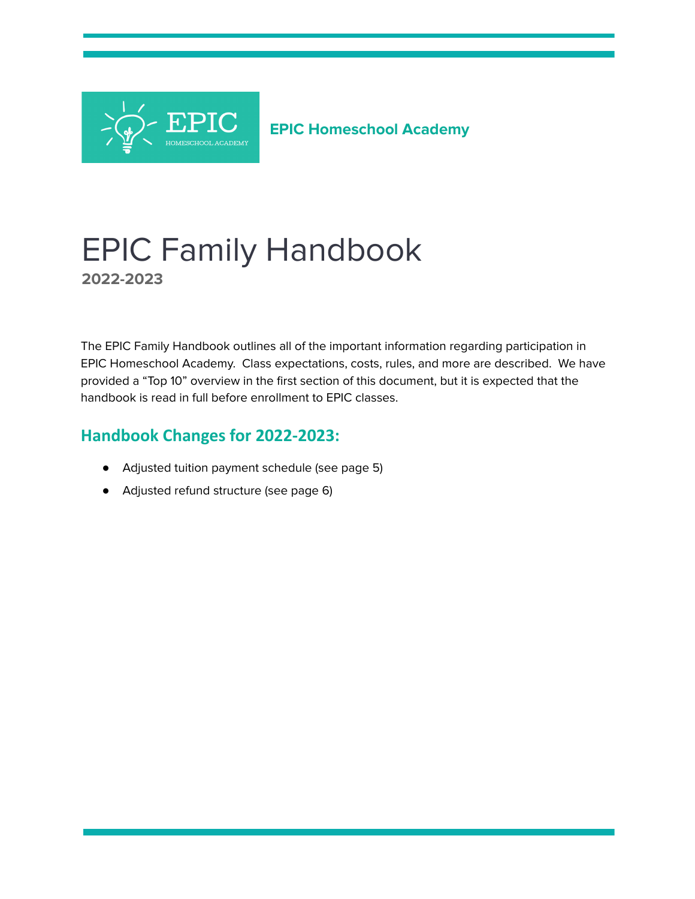EPIC Homeschool Academy

# EPIC Family Handbook

**2022-2023**

The EPIC Family Handbook outlines all of the important information regarding participation in EPIC Homeschool Academy. Class expectations, costs, rules, and more are described. We have provided a "Top 10" overview in the first section of this document, but it is expected that the handbook is read in full before enrollment to EPIC classes.

## Handbook Changes for 2022-2023:

- Adjusted tuition payment schedule (see page 5)
- Adjusted refund structure (see page 6)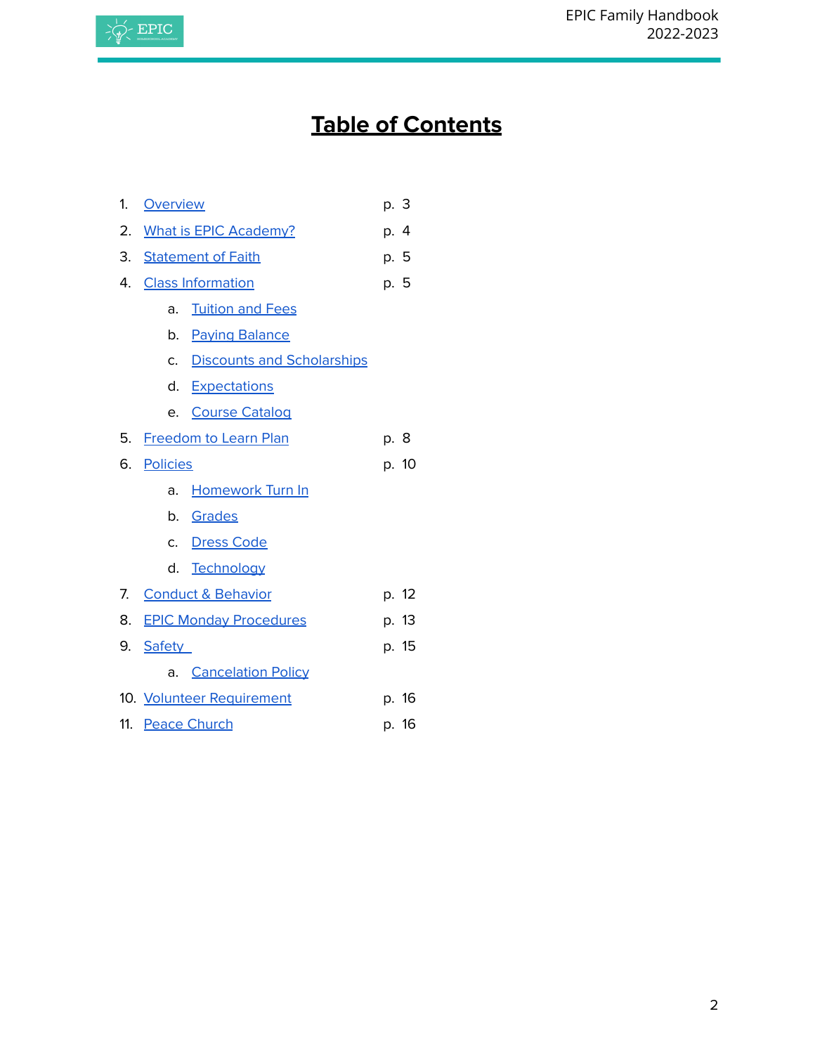# Table of Contents

1. Overview p. 3
2. What is EPIC Academy? p. 4
3. Statement of Faith p. 5
4. Class Information p. 5
    a. Tuition and Fees
    b. Paying Balance
    c. Discounts and Scholarships
    d. Expectations
    e. Course Catalog
5. Freedom to Learn Plan p. 8
6. Policies p. 10
    a. Homework Turn In
    b. Grades
    c. Dress Code
    d. Technology
7. Conduct & Behavior p. 12
8. EPIC Monday Procedures p. 13
9. Safety p. 15
    a. Cancelation Policy
10. Volunteer Requirement p. 16
11. Peace Church p. 16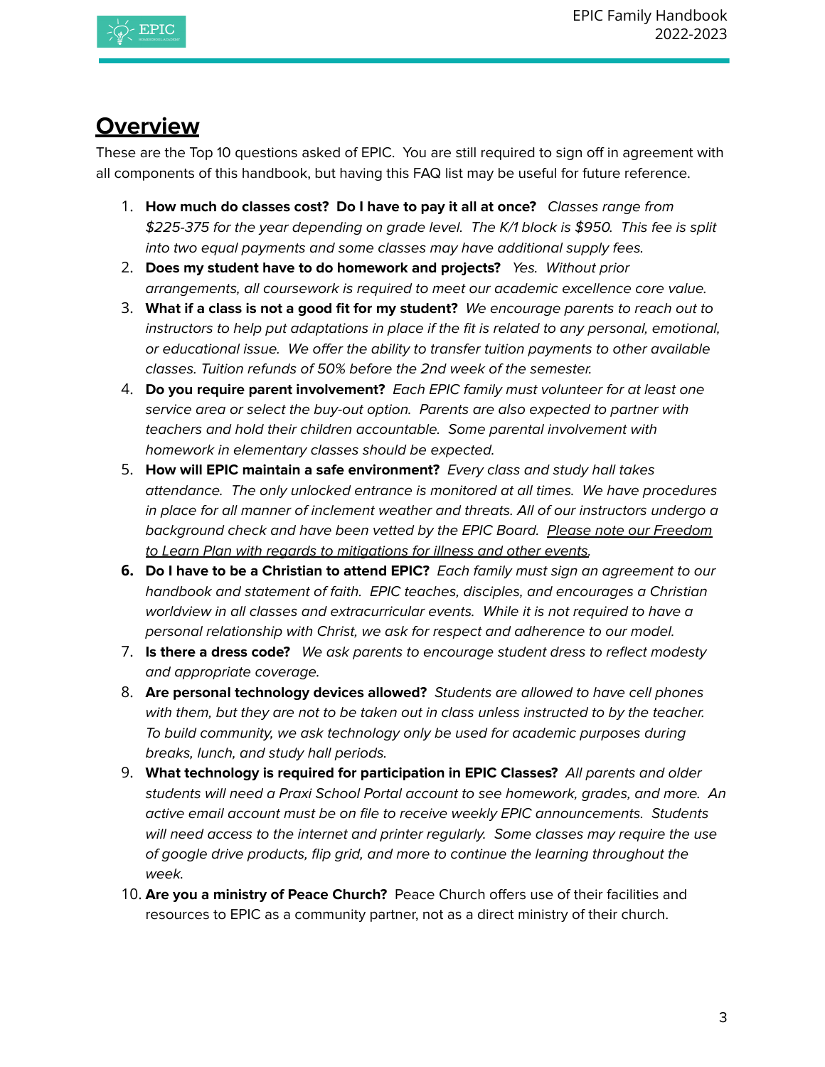# Overview

These are the Top 10 questions asked of EPIC. You are still required to sign off in agreement with all components of this handbook, but having this FAQ list may be useful for future reference.

1. **How much do classes cost? Do I have to pay it all at once?** *Classes range from $225-375 for the year depending on grade level. The K/1 block is $950. This fee is split into two equal payments and some classes may have additional supply fees.*
2. **Does my student have to do homework and projects?** *Yes. Without prior arrangements, all coursework is required to meet our academic excellence core value.*
3. **What if a class is not a good fit for my student?** *We encourage parents to reach out to instructors to help put adaptations in place if the fit is related to any personal, emotional, or educational issue. We offer the ability to transfer tuition payments to other available classes. Tuition refunds of 50% before the 2nd week of the semester.*
4. **Do you require parent involvement?** *Each EPIC family must volunteer for at least one service area or select the buy-out option. Parents are also expected to partner with teachers and hold their children accountable. Some parental involvement with homework in elementary classes should be expected.*
5. **How will EPIC maintain a safe environment?** *Every class and study hall takes attendance. The only unlocked entrance is monitored at all times. We have procedures in place for all manner of inclement weather and threats. All of our instructors undergo a background check and have been vetted by the EPIC Board. Please note our Freedom to Learn Plan with regards to mitigations for illness and other events.*
6. **Do I have to be a Christian to attend EPIC?** *Each family must sign an agreement to our handbook and statement of faith. EPIC teaches, disciples, and encourages a Christian worldview in all classes and extracurricular events. While it is not required to have a personal relationship with Christ, we ask for respect and adherence to our model.*
7. **Is there a dress code?** *We ask parents to encourage student dress to reflect modesty and appropriate coverage.*
8. **Are personal technology devices allowed?** *Students are allowed to have cell phones with them, but they are not to be taken out in class unless instructed to by the teacher. To build community, we ask technology only be used for academic purposes during breaks, lunch, and study hall periods.*
9. **What technology is required for participation in EPIC Classes?** *All parents and older students will need a Praxi School Portal account to see homework, grades, and more. An active email account must be on file to receive weekly EPIC announcements. Students will need access to the internet and printer regularly. Some classes may require the use of google drive products, flip grid, and more to continue the learning throughout the week.*
10. **Are you a ministry of Peace Church?** Peace Church offers use of their facilities and resources to EPIC as a community partner, not as a direct ministry of their church.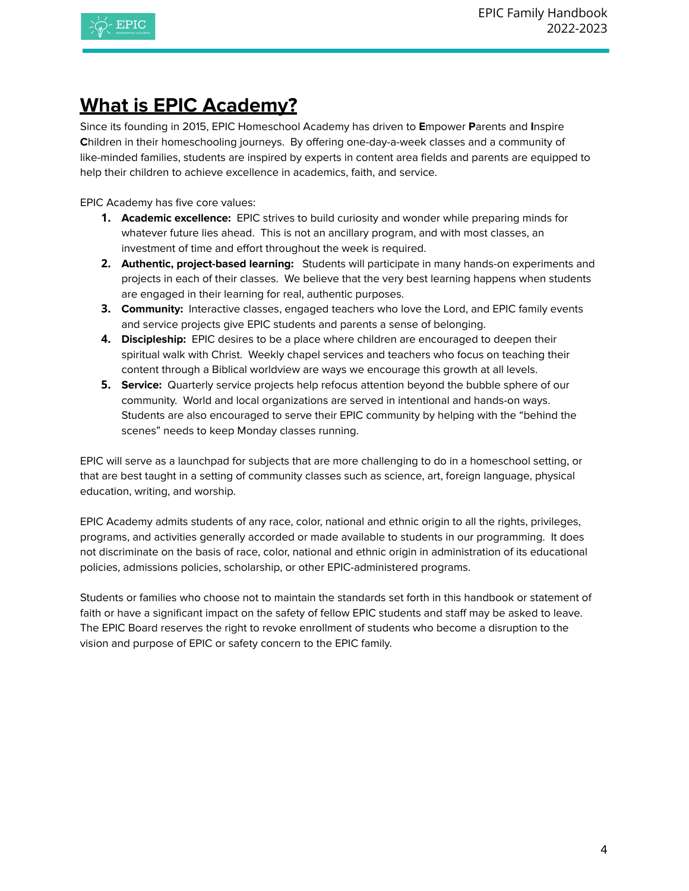# What is EPIC Academy?

Since its founding in 2015, EPIC Homeschool Academy has driven to **E**mpower **P**arents and **I**nspire **C**hildren in their homeschooling journeys. By offering one-day-a-week classes and a community of like-minded families, students are inspired by experts in content area fields and parents are equipped to help their children to achieve excellence in academics, faith, and service.

EPIC Academy has five core values:

1. **Academic excellence:** EPIC strives to build curiosity and wonder while preparing minds for whatever future lies ahead. This is not an ancillary program, and with most classes, an investment of time and effort throughout the week is required.
2. **Authentic, project-based learning:** Students will participate in many hands-on experiments and projects in each of their classes. We believe that the very best learning happens when students are engaged in their learning for real, authentic purposes.
3. **Community:** Interactive classes, engaged teachers who love the Lord, and EPIC family events and service projects give EPIC students and parents a sense of belonging.
4. **Discipleship:** EPIC desires to be a place where children are encouraged to deepen their spiritual walk with Christ. Weekly chapel services and teachers who focus on teaching their content through a Biblical worldview are ways we encourage this growth at all levels.
5. **Service:** Quarterly service projects help refocus attention beyond the bubble sphere of our community. World and local organizations are served in intentional and hands-on ways. Students are also encouraged to serve their EPIC community by helping with the "behind the scenes" needs to keep Monday classes running.

EPIC will serve as a launchpad for subjects that are more challenging to do in a homeschool setting, or that are best taught in a setting of community classes such as science, art, foreign language, physical education, writing, and worship.

EPIC Academy admits students of any race, color, national and ethnic origin to all the rights, privileges, programs, and activities generally accorded or made available to students in our programming. It does not discriminate on the basis of race, color, national and ethnic origin in administration of its educational policies, admissions policies, scholarship, or other EPIC-administered programs.

Students or families who choose not to maintain the standards set forth in this handbook or statement of faith or have a significant impact on the safety of fellow EPIC students and staff may be asked to leave. The EPIC Board reserves the right to revoke enrollment of students who become a disruption to the vision and purpose of EPIC or safety concern to the EPIC family.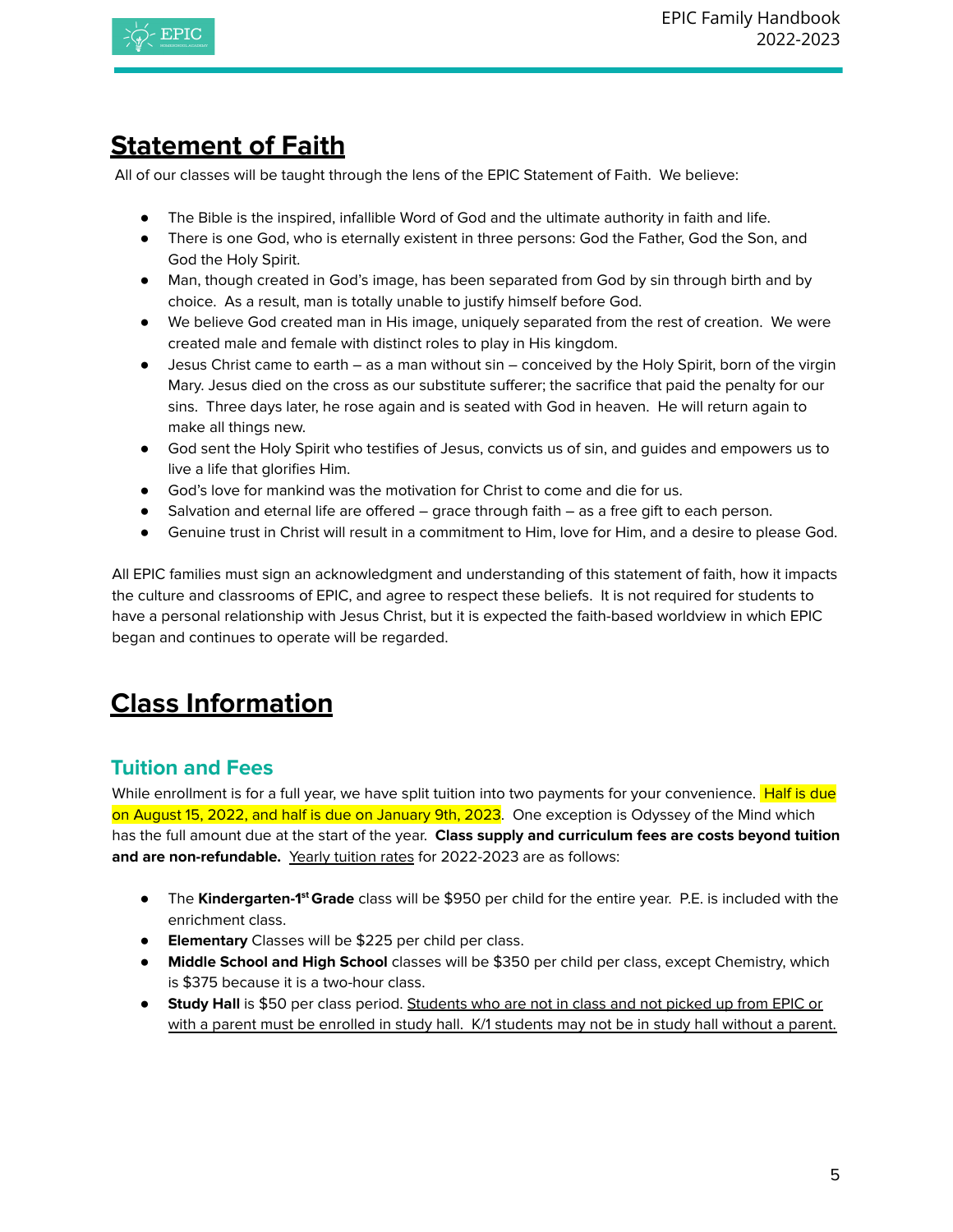# Statement of Faith

All of our classes will be taught through the lens of the EPIC Statement of Faith. We believe:

- The Bible is the inspired, infallible Word of God and the ultimate authority in faith and life.
- There is one God, who is eternally existent in three persons: God the Father, God the Son, and God the Holy Spirit.
- Man, though created in God's image, has been separated from God by sin through birth and by choice. As a result, man is totally unable to justify himself before God.
- We believe God created man in His image, uniquely separated from the rest of creation. We were created male and female with distinct roles to play in His kingdom.
- Jesus Christ came to earth – as a man without sin – conceived by the Holy Spirit, born of the virgin Mary. Jesus died on the cross as our substitute sufferer; the sacrifice that paid the penalty for our sins. Three days later, he rose again and is seated with God in heaven. He will return again to make all things new.
- God sent the Holy Spirit who testifies of Jesus, convicts us of sin, and guides and empowers us to live a life that glorifies Him.
- God's love for mankind was the motivation for Christ to come and die for us.
- Salvation and eternal life are offered – grace through faith – as a free gift to each person.
- Genuine trust in Christ will result in a commitment to Him, love for Him, and a desire to please God.

All EPIC families must sign an acknowledgment and understanding of this statement of faith, how it impacts the culture and classrooms of EPIC, and agree to respect these beliefs. It is not required for students to have a personal relationship with Jesus Christ, but it is expected the faith-based worldview in which EPIC began and continues to operate will be regarded.

# Class Information

## Tuition and Fees

While enrollment is for a full year, we have split tuition into two payments for your convenience. Half is due on August 15, 2022, and half is due on January 9th, 2023. One exception is Odyssey of the Mind which has the full amount due at the start of the year. **Class supply and curriculum fees are costs beyond tuition and are non-refundable.** Yearly tuition rates for 2022-2023 are as follows:

- The **Kindergarten-1st Grade** class will be $950 per child for the entire year. P.E. is included with the enrichment class.
- **Elementary** Classes will be $225 per child per class.
- **Middle School and High School** classes will be $350 per child per class, except Chemistry, which is $375 because it is a two-hour class.
- **Study Hall** is $50 per class period. Students who are not in class and not picked up from EPIC or with a parent must be enrolled in study hall. K/1 students may not be in study hall without a parent.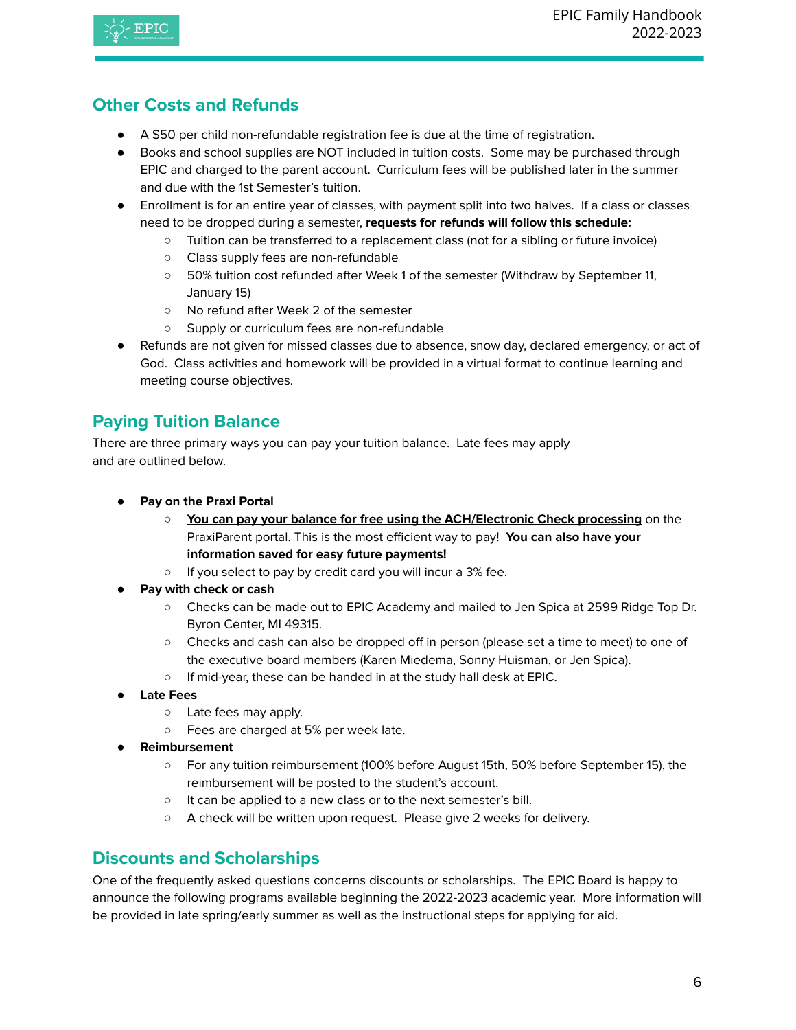## Other Costs and Refunds

- A $50 per child non-refundable registration fee is due at the time of registration.
- Books and school supplies are NOT included in tuition costs. Some may be purchased through EPIC and charged to the parent account. Curriculum fees will be published later in the summer and due with the 1st Semester's tuition.
- Enrollment is for an entire year of classes, with payment split into two halves. If a class or classes need to be dropped during a semester, **requests for refunds will follow this schedule:**
  - Tuition can be transferred to a replacement class (not for a sibling or future invoice)
  - Class supply fees are non-refundable
  - 50% tuition cost refunded after Week 1 of the semester (Withdraw by September 11, January 15)
  - No refund after Week 2 of the semester
  - Supply or curriculum fees are non-refundable
- Refunds are not given for missed classes due to absence, snow day, declared emergency, or act of God. Class activities and homework will be provided in a virtual format to continue learning and meeting course objectives.

## Paying Tuition Balance

There are three primary ways you can pay your tuition balance. Late fees may apply and are outlined below.

- **Pay on the Praxi Portal**
  - **You can pay your balance for free using the ACH/Electronic Check processing** on the PraxiParent portal. This is the most efficient way to pay! **You can also have your information saved for easy future payments!**
  - If you select to pay by credit card you will incur a 3% fee.
- **Pay with check or cash**
  - Checks can be made out to EPIC Academy and mailed to Jen Spica at 2599 Ridge Top Dr. Byron Center, MI 49315.
  - Checks and cash can also be dropped off in person (please set a time to meet) to one of the executive board members (Karen Miedema, Sonny Huisman, or Jen Spica).
  - If mid-year, these can be handed in at the study hall desk at EPIC.
- **Late Fees**
  - Late fees may apply.
  - Fees are charged at 5% per week late.
- **Reimbursement**
  - For any tuition reimbursement (100% before August 15th, 50% before September 15), the reimbursement will be posted to the student's account.
  - It can be applied to a new class or to the next semester's bill.
  - A check will be written upon request. Please give 2 weeks for delivery.

## Discounts and Scholarships

One of the frequently asked questions concerns discounts or scholarships. The EPIC Board is happy to announce the following programs available beginning the 2022-2023 academic year. More information will be provided in late spring/early summer as well as the instructional steps for applying for aid.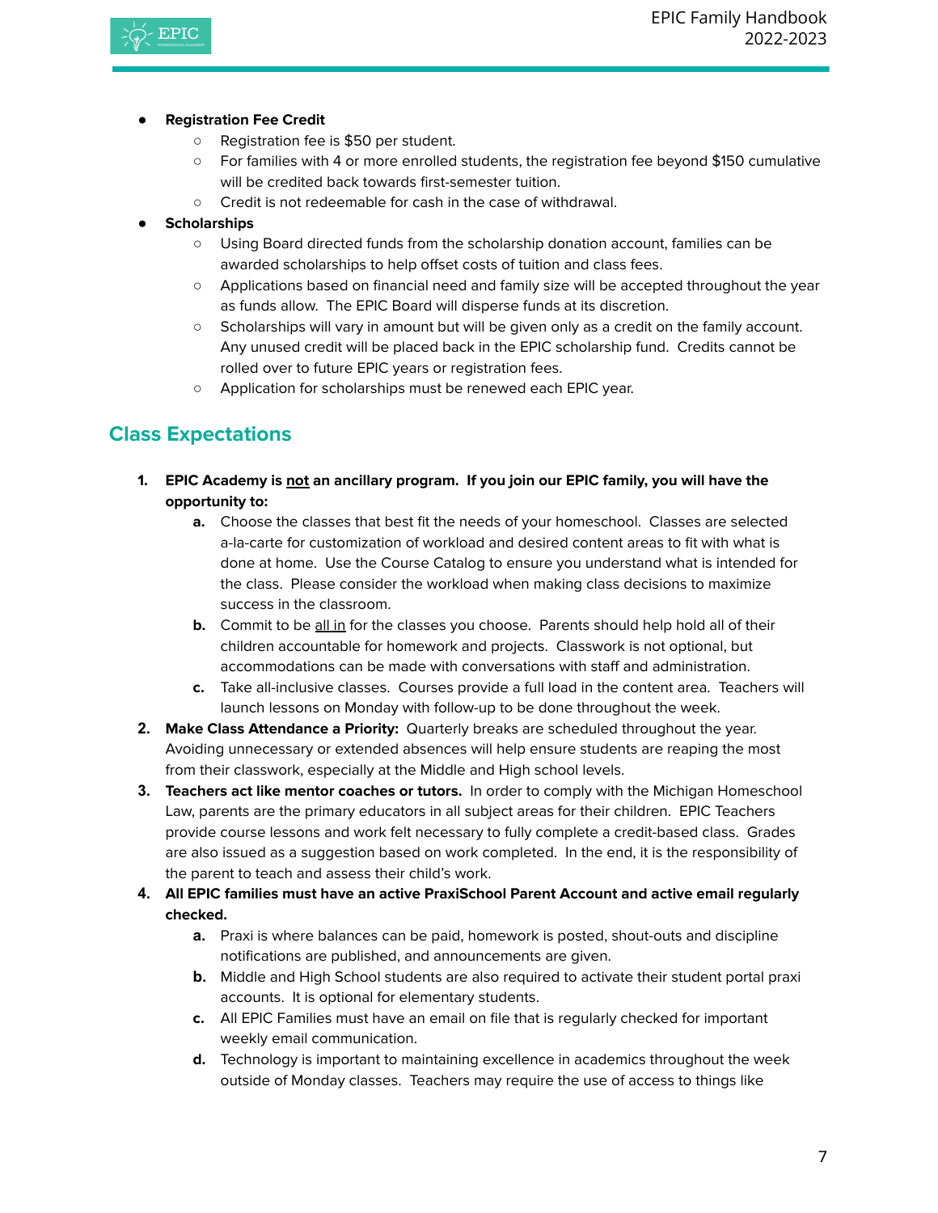- **Registration Fee Credit**
  - Registration fee is $50 per student.
  - For families with 4 or more enrolled students, the registration fee beyond $150 cumulative will be credited back towards first-semester tuition.
  - Credit is not redeemable for cash in the case of withdrawal.
- **Scholarships**
  - Using Board directed funds from the scholarship donation account, families can be awarded scholarships to help offset costs of tuition and class fees.
  - Applications based on financial need and family size will be accepted throughout the year as funds allow. The EPIC Board will disperse funds at its discretion.
  - Scholarships will vary in amount but will be given only as a credit on the family account. Any unused credit will be placed back in the EPIC scholarship fund. Credits cannot be rolled over to future EPIC years or registration fees.
  - Application for scholarships must be renewed each EPIC year.

## Class Expectations

1. **EPIC Academy is <u>not</u> an ancillary program. If you join our EPIC family, you will have the opportunity to:**
   a. Choose the classes that best fit the needs of your homeschool. Classes are selected a-la-carte for customization of workload and desired content areas to fit with what is done at home. Use the Course Catalog to ensure you understand what is intended for the class. Please consider the workload when making class decisions to maximize success in the classroom.
   b. Commit to be <u>all in</u> for the classes you choose. Parents should help hold all of their children accountable for homework and projects. Classwork is not optional, but accommodations can be made with conversations with staff and administration.
   c. Take all-inclusive classes. Courses provide a full load in the content area. Teachers will launch lessons on Monday with follow-up to be done throughout the week.
2. **Make Class Attendance a Priority:** Quarterly breaks are scheduled throughout the year. Avoiding unnecessary or extended absences will help ensure students are reaping the most from their classwork, especially at the Middle and High school levels.
3. **Teachers act like mentor coaches or tutors.** In order to comply with the Michigan Homeschool Law, parents are the primary educators in all subject areas for their children. EPIC Teachers provide course lessons and work felt necessary to fully complete a credit-based class. Grades are also issued as a suggestion based on work completed. In the end, it is the responsibility of the parent to teach and assess their child's work.
4. **All EPIC families must have an active PraxiSchool Parent Account and active email regularly checked.**
   a. Praxi is where balances can be paid, homework is posted, shout-outs and discipline notifications are published, and announcements are given.
   b. Middle and High School students are also required to activate their student portal praxi accounts. It is optional for elementary students.
   c. All EPIC Families must have an email on file that is regularly checked for important weekly email communication.
   d. Technology is important to maintaining excellence in academics throughout the week outside of Monday classes. Teachers may require the use of access to things like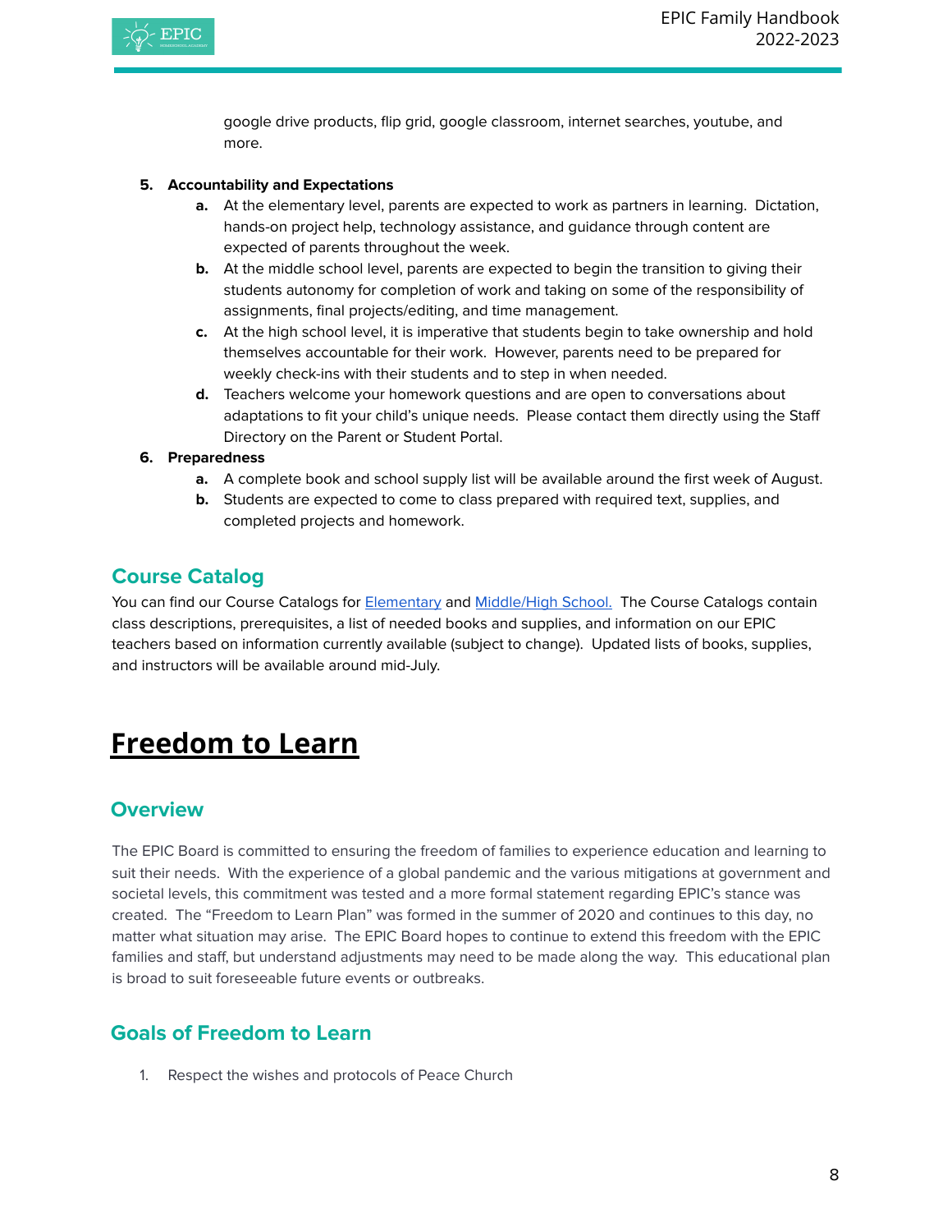google drive products, flip grid, google classroom, internet searches, youtube, and more.

5. **Accountability and Expectations**
   a. At the elementary level, parents are expected to work as partners in learning. Dictation, hands-on project help, technology assistance, and guidance through content are expected of parents throughout the week.
   b. At the middle school level, parents are expected to begin the transition to giving their students autonomy for completion of work and taking on some of the responsibility of assignments, final projects/editing, and time management.
   c. At the high school level, it is imperative that students begin to take ownership and hold themselves accountable for their work. However, parents need to be prepared for weekly check-ins with their students and to step in when needed.
   d. Teachers welcome your homework questions and are open to conversations about adaptations to fit your child's unique needs. Please contact them directly using the Staff Directory on the Parent or Student Portal.
6. **Preparedness**
   a. A complete book and school supply list will be available around the first week of August.
   b. Students are expected to come to class prepared with required text, supplies, and completed projects and homework.

## Course Catalog

You can find our Course Catalogs for Elementary and Middle/High School. The Course Catalogs contain class descriptions, prerequisites, a list of needed books and supplies, and information on our EPIC teachers based on information currently available (subject to change). Updated lists of books, supplies, and instructors will be available around mid-July.

# Freedom to Learn

## Overview

The EPIC Board is committed to ensuring the freedom of families to experience education and learning to suit their needs. With the experience of a global pandemic and the various mitigations at government and societal levels, this commitment was tested and a more formal statement regarding EPIC's stance was created. The "Freedom to Learn Plan" was formed in the summer of 2020 and continues to this day, no matter what situation may arise. The EPIC Board hopes to continue to extend this freedom with the EPIC families and staff, but understand adjustments may need to be made along the way. This educational plan is broad to suit foreseeable future events or outbreaks.

## Goals of Freedom to Learn

1. Respect the wishes and protocols of Peace Church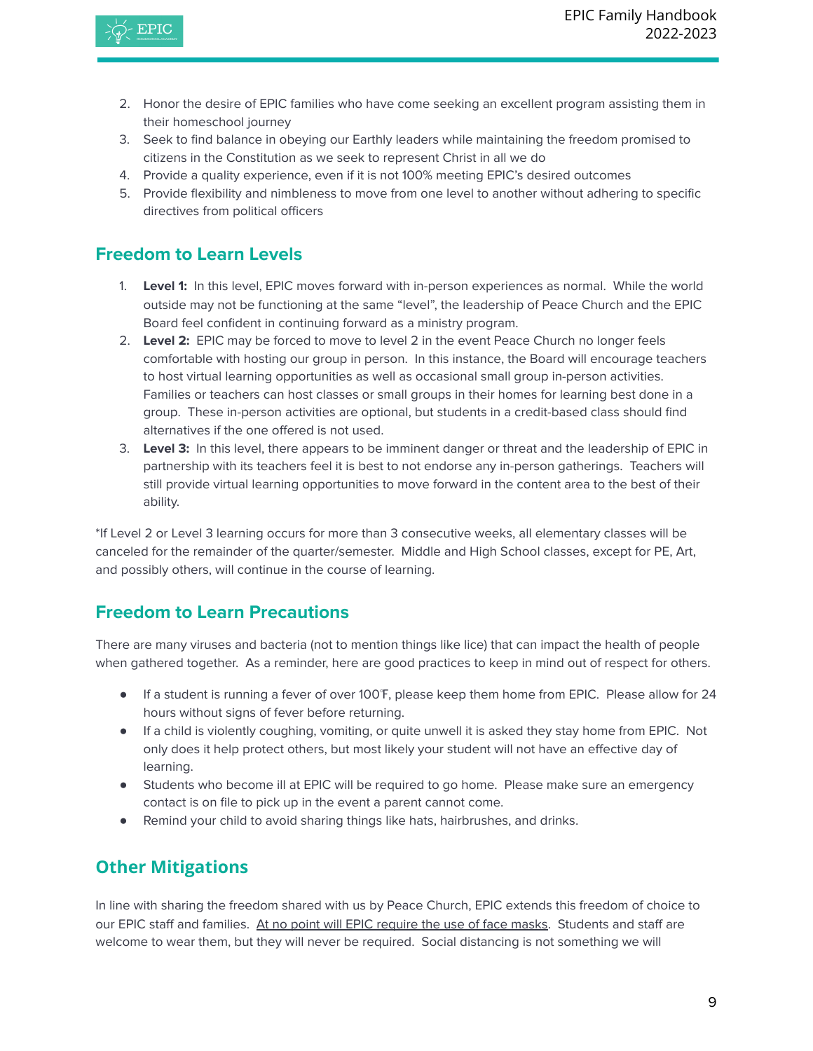2. Honor the desire of EPIC families who have come seeking an excellent program assisting them in their homeschool journey
3. Seek to find balance in obeying our Earthly leaders while maintaining the freedom promised to citizens in the Constitution as we seek to represent Christ in all we do
4. Provide a quality experience, even if it is not 100% meeting EPIC's desired outcomes
5. Provide flexibility and nimbleness to move from one level to another without adhering to specific directives from political officers

## Freedom to Learn Levels

1. **Level 1:** In this level, EPIC moves forward with in-person experiences as normal. While the world outside may not be functioning at the same "level", the leadership of Peace Church and the EPIC Board feel confident in continuing forward as a ministry program.
2. **Level 2:** EPIC may be forced to move to level 2 in the event Peace Church no longer feels comfortable with hosting our group in person. In this instance, the Board will encourage teachers to host virtual learning opportunities as well as occasional small group in-person activities. Families or teachers can host classes or small groups in their homes for learning best done in a group. These in-person activities are optional, but students in a credit-based class should find alternatives if the one offered is not used.
3. **Level 3:** In this level, there appears to be imminent danger or threat and the leadership of EPIC in partnership with its teachers feel it is best to not endorse any in-person gatherings. Teachers will still provide virtual learning opportunities to move forward in the content area to the best of their ability.

*If Level 2 or Level 3 learning occurs for more than 3 consecutive weeks, all elementary classes will be canceled for the remainder of the quarter/semester. Middle and High School classes, except for PE, Art, and possibly others, will continue in the course of learning.

## Freedom to Learn Precautions

There are many viruses and bacteria (not to mention things like lice) that can impact the health of people when gathered together. As a reminder, here are good practices to keep in mind out of respect for others.

- If a student is running a fever of over 100℉, please keep them home from EPIC. Please allow for 24 hours without signs of fever before returning.
- If a child is violently coughing, vomiting, or quite unwell it is asked they stay home from EPIC. Not only does it help protect others, but most likely your student will not have an effective day of learning.
- Students who become ill at EPIC will be required to go home. Please make sure an emergency contact is on file to pick up in the event a parent cannot come.
- Remind your child to avoid sharing things like hats, hairbrushes, and drinks.

## Other Mitigations

In line with sharing the freedom shared with us by Peace Church, EPIC extends this freedom of choice to our EPIC staff and families. At no point will EPIC require the use of face masks. Students and staff are welcome to wear them, but they will never be required. Social distancing is not something we will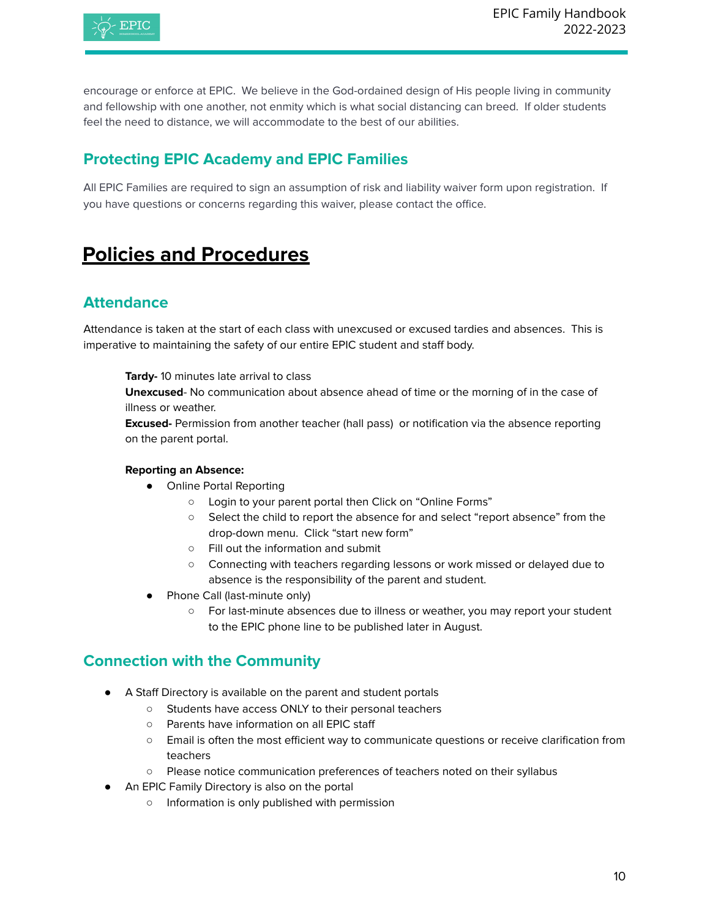encourage or enforce at EPIC. We believe in the God-ordained design of His people living in community and fellowship with one another, not enmity which is what social distancing can breed. If older students feel the need to distance, we will accommodate to the best of our abilities.

## Protecting EPIC Academy and EPIC Families

All EPIC Families are required to sign an assumption of risk and liability waiver form upon registration. If you have questions or concerns regarding this waiver, please contact the office.

# Policies and Procedures

## Attendance

Attendance is taken at the start of each class with unexcused or excused tardies and absences. This is imperative to maintaining the safety of our entire EPIC student and staff body.

**Tardy-** 10 minutes late arrival to class
**Unexcused**- No communication about absence ahead of time or the morning of in the case of illness or weather.
**Excused-** Permission from another teacher (hall pass) or notification via the absence reporting on the parent portal.

**Reporting an Absence:**

- Online Portal Reporting
  - Login to your parent portal then Click on "Online Forms"
  - Select the child to report the absence for and select "report absence" from the drop-down menu. Click "start new form"
  - Fill out the information and submit
  - Connecting with teachers regarding lessons or work missed or delayed due to absence is the responsibility of the parent and student.
- Phone Call (last-minute only)
  - For last-minute absences due to illness or weather, you may report your student to the EPIC phone line to be published later in August.

## Connection with the Community

- A Staff Directory is available on the parent and student portals
  - Students have access ONLY to their personal teachers
  - Parents have information on all EPIC staff
  - Email is often the most efficient way to communicate questions or receive clarification from teachers
  - Please notice communication preferences of teachers noted on their syllabus
- An EPIC Family Directory is also on the portal
  - Information is only published with permission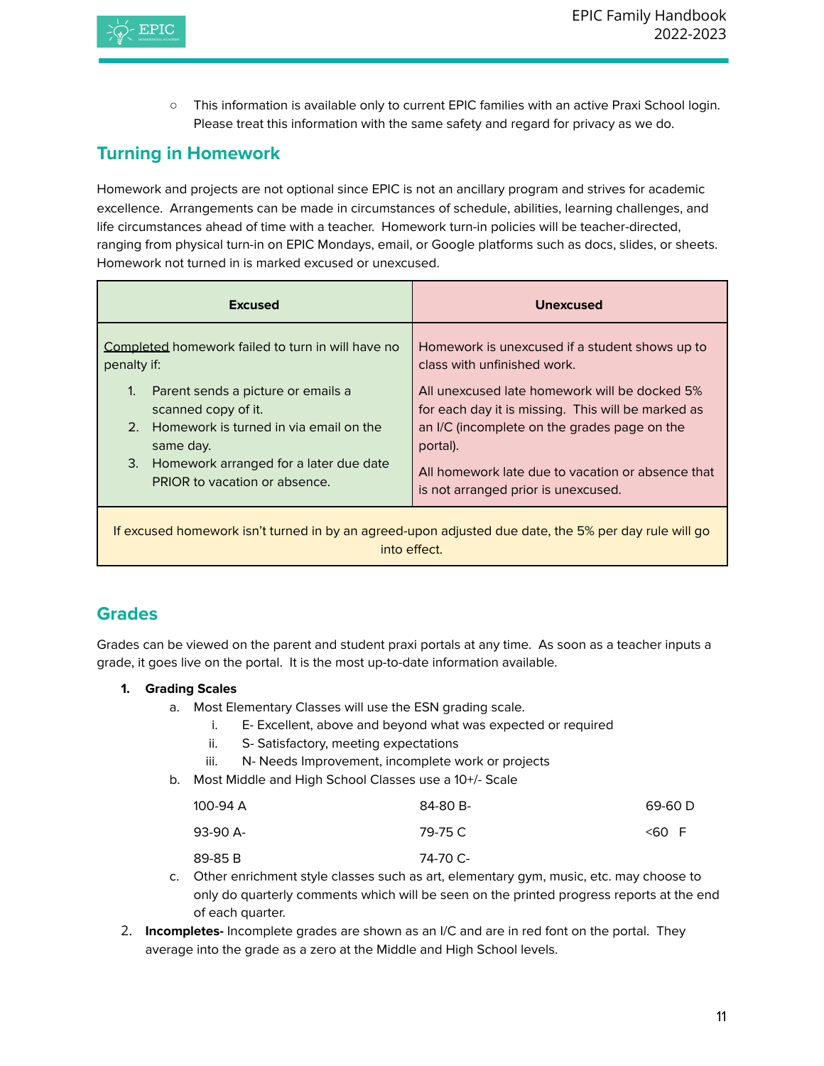- This information is available only to current EPIC families with an active Praxi School login. Please treat this information with the same safety and regard for privacy as we do.

## Turning in Homework

Homework and projects are not optional since EPIC is not an ancillary program and strives for academic excellence. Arrangements can be made in circumstances of schedule, abilities, learning challenges, and life circumstances ahead of time with a teacher. Homework turn-in policies will be teacher-directed, ranging from physical turn-in on EPIC Mondays, email, or Google platforms such as docs, slides, or sheets. Homework not turned in is marked excused or unexcused.

| Excused | Unexcused |
|---|---|
| Completed homework failed to turn in will have no penalty if:<br>1. Parent sends a picture or emails a scanned copy of it.<br>2. Homework is turned in via email on the same day.<br>3. Homework arranged for a later due date PRIOR to vacation or absence. | Homework is unexcused if a student shows up to class with unfinished work.<br><br>All unexcused late homework will be docked 5% for each day it is missing. This will be marked as an I/C (incomplete on the grades page on the portal).<br><br>All homework late due to vacation or absence that is not arranged prior is unexcused. |
| If excused homework isn't turned in by an agreed-upon adjusted due date, the 5% per day rule will go into effect. | |

## Grades

Grades can be viewed on the parent and student praxi portals at any time. As soon as a teacher inputs a grade, it goes live on the portal. It is the most up-to-date information available.

1. **Grading Scales**
   a. Most Elementary Classes will use the ESN grading scale.
      i. E- Excellent, above and beyond what was expected or required
      ii. S- Satisfactory, meeting expectations
      iii. N- Needs Improvement, incomplete work or projects
   b. Most Middle and High School Classes use a 10+/- Scale

      | | | |
      |---|---|---|
      | 100-94 A | 84-80 B- | 69-60 D |
      | 93-90 A- | 79-75 C | <60 F |
      | 89-85 B | 74-70 C- | |

   c. Other enrichment style classes such as art, elementary gym, music, etc. may choose to only do quarterly comments which will be seen on the printed progress reports at the end of each quarter.
2. **Incompletes-** Incomplete grades are shown as an I/C and are in red font on the portal. They average into the grade as a zero at the Middle and High School levels.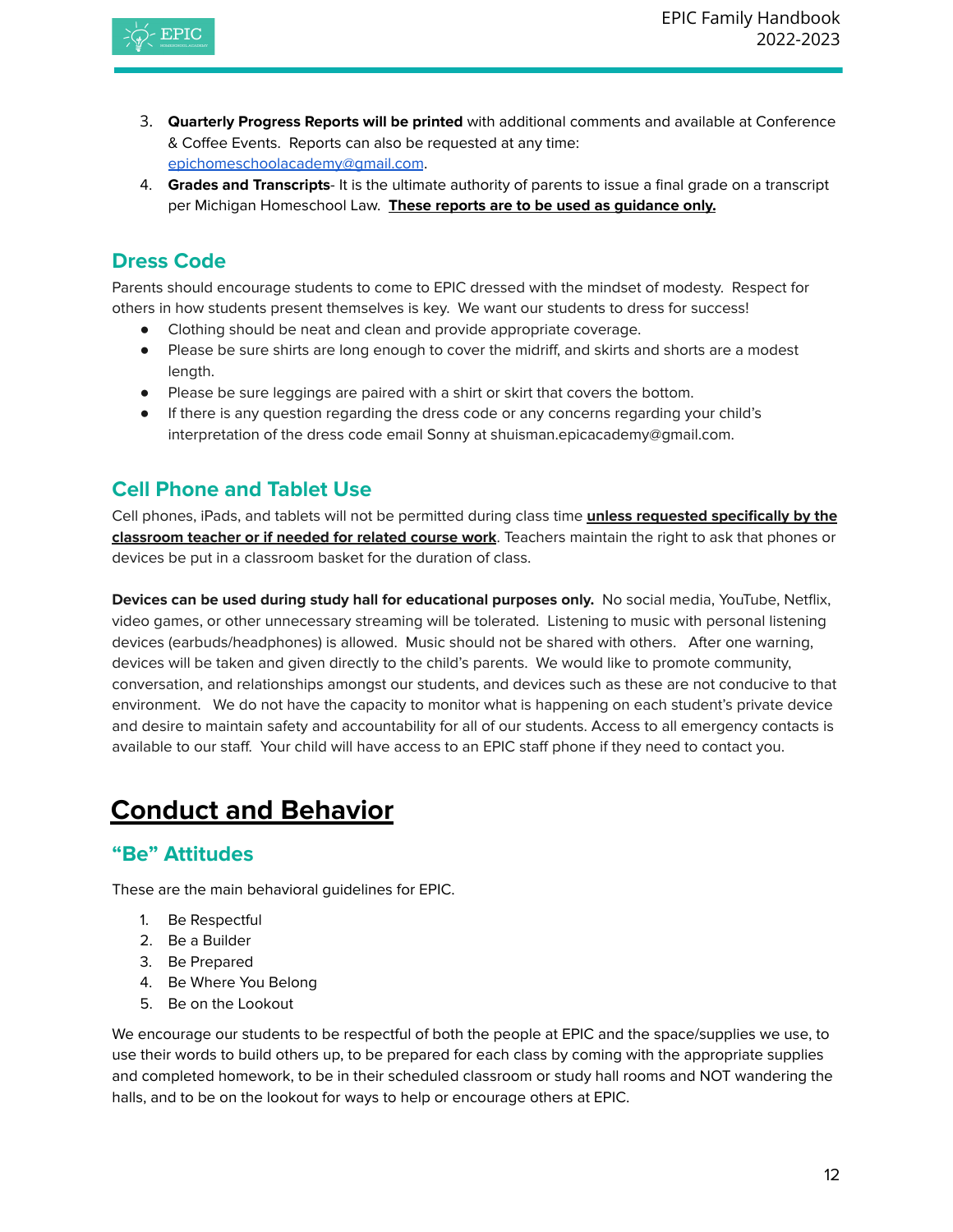3. **Quarterly Progress Reports will be printed** with additional comments and available at Conference & Coffee Events. Reports can also be requested at any time: epichomeschoolacademy@gmail.com.
4. **Grades and Transcripts**- It is the ultimate authority of parents to issue a final grade on a transcript per Michigan Homeschool Law. **These reports are to be used as guidance only.**

### Dress Code

Parents should encourage students to come to EPIC dressed with the mindset of modesty. Respect for others in how students present themselves is key. We want our students to dress for success!

- Clothing should be neat and clean and provide appropriate coverage.
- Please be sure shirts are long enough to cover the midriff, and skirts and shorts are a modest length.
- Please be sure leggings are paired with a shirt or skirt that covers the bottom.
- If there is any question regarding the dress code or any concerns regarding your child's interpretation of the dress code email Sonny at shuisman.epicacademy@gmail.com.

### Cell Phone and Tablet Use

Cell phones, iPads, and tablets will not be permitted during class time **unless requested specifically by the classroom teacher or if needed for related course work**. Teachers maintain the right to ask that phones or devices be put in a classroom basket for the duration of class.

**Devices can be used during study hall for educational purposes only.** No social media, YouTube, Netflix, video games, or other unnecessary streaming will be tolerated. Listening to music with personal listening devices (earbuds/headphones) is allowed. Music should not be shared with others. After one warning, devices will be taken and given directly to the child's parents. We would like to promote community, conversation, and relationships amongst our students, and devices such as these are not conducive to that environment. We do not have the capacity to monitor what is happening on each student's private device and desire to maintain safety and accountability for all of our students. Access to all emergency contacts is available to our staff. Your child will have access to an EPIC staff phone if they need to contact you.

## Conduct and Behavior

### "Be" Attitudes

These are the main behavioral guidelines for EPIC.

1. Be Respectful
2. Be a Builder
3. Be Prepared
4. Be Where You Belong
5. Be on the Lookout

We encourage our students to be respectful of both the people at EPIC and the space/supplies we use, to use their words to build others up, to be prepared for each class by coming with the appropriate supplies and completed homework, to be in their scheduled classroom or study hall rooms and NOT wandering the halls, and to be on the lookout for ways to help or encourage others at EPIC.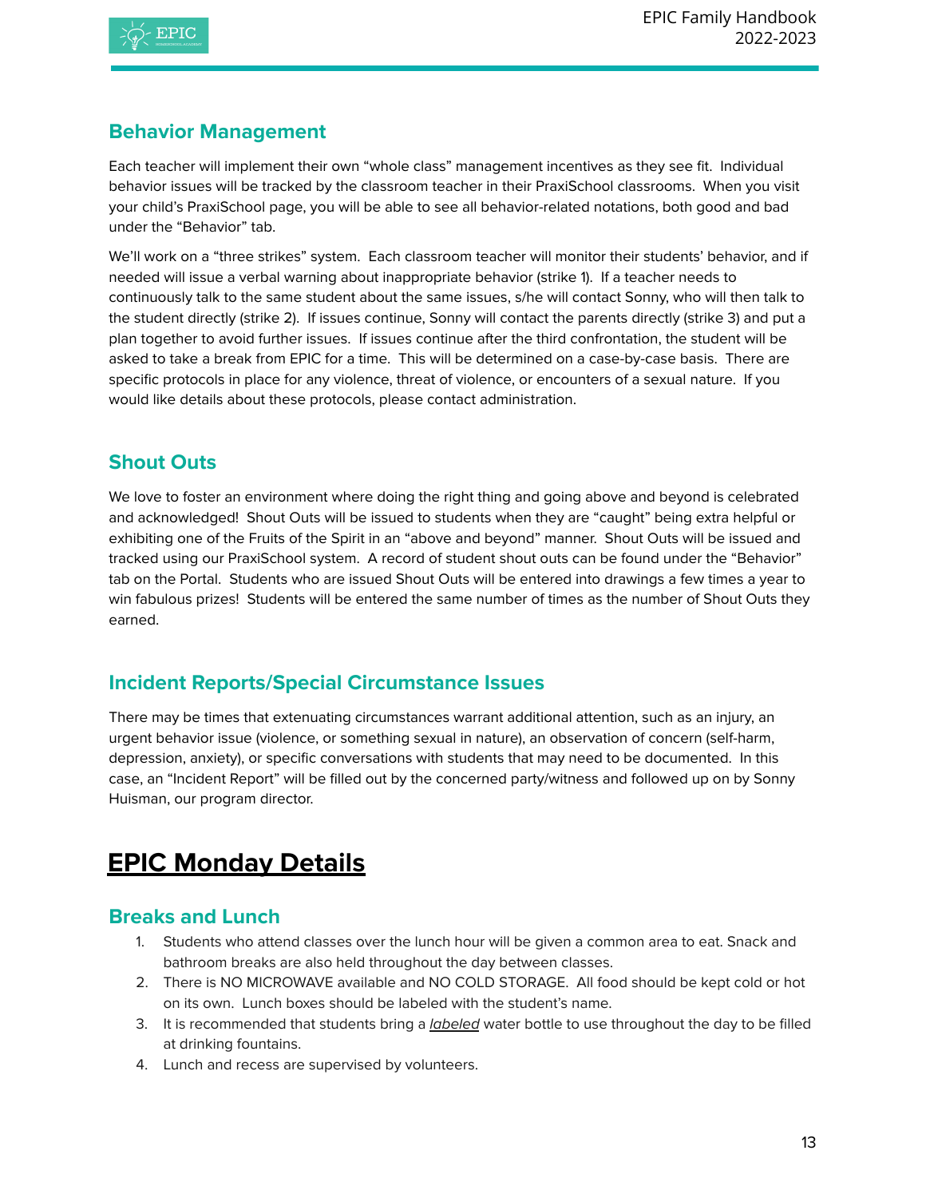## Behavior Management

Each teacher will implement their own "whole class" management incentives as they see fit. Individual behavior issues will be tracked by the classroom teacher in their PraxiSchool classrooms. When you visit your child's PraxiSchool page, you will be able to see all behavior-related notations, both good and bad under the "Behavior" tab.

We'll work on a "three strikes" system. Each classroom teacher will monitor their students' behavior, and if needed will issue a verbal warning about inappropriate behavior (strike 1). If a teacher needs to continuously talk to the same student about the same issues, s/he will contact Sonny, who will then talk to the student directly (strike 2). If issues continue, Sonny will contact the parents directly (strike 3) and put a plan together to avoid further issues. If issues continue after the third confrontation, the student will be asked to take a break from EPIC for a time. This will be determined on a case-by-case basis. There are specific protocols in place for any violence, threat of violence, or encounters of a sexual nature. If you would like details about these protocols, please contact administration.

## Shout Outs

We love to foster an environment where doing the right thing and going above and beyond is celebrated and acknowledged! Shout Outs will be issued to students when they are "caught" being extra helpful or exhibiting one of the Fruits of the Spirit in an "above and beyond" manner. Shout Outs will be issued and tracked using our PraxiSchool system. A record of student shout outs can be found under the "Behavior" tab on the Portal. Students who are issued Shout Outs will be entered into drawings a few times a year to win fabulous prizes! Students will be entered the same number of times as the number of Shout Outs they earned.

## Incident Reports/Special Circumstance Issues

There may be times that extenuating circumstances warrant additional attention, such as an injury, an urgent behavior issue (violence, or something sexual in nature), an observation of concern (self-harm, depression, anxiety), or specific conversations with students that may need to be documented. In this case, an "Incident Report" will be filled out by the concerned party/witness and followed up on by Sonny Huisman, our program director.

# EPIC Monday Details

## Breaks and Lunch

1. Students who attend classes over the lunch hour will be given a common area to eat. Snack and bathroom breaks are also held throughout the day between classes.
2. There is NO MICROWAVE available and NO COLD STORAGE. All food should be kept cold or hot on its own. Lunch boxes should be labeled with the student's name.
3. It is recommended that students bring a *labeled* water bottle to use throughout the day to be filled at drinking fountains.
4. Lunch and recess are supervised by volunteers.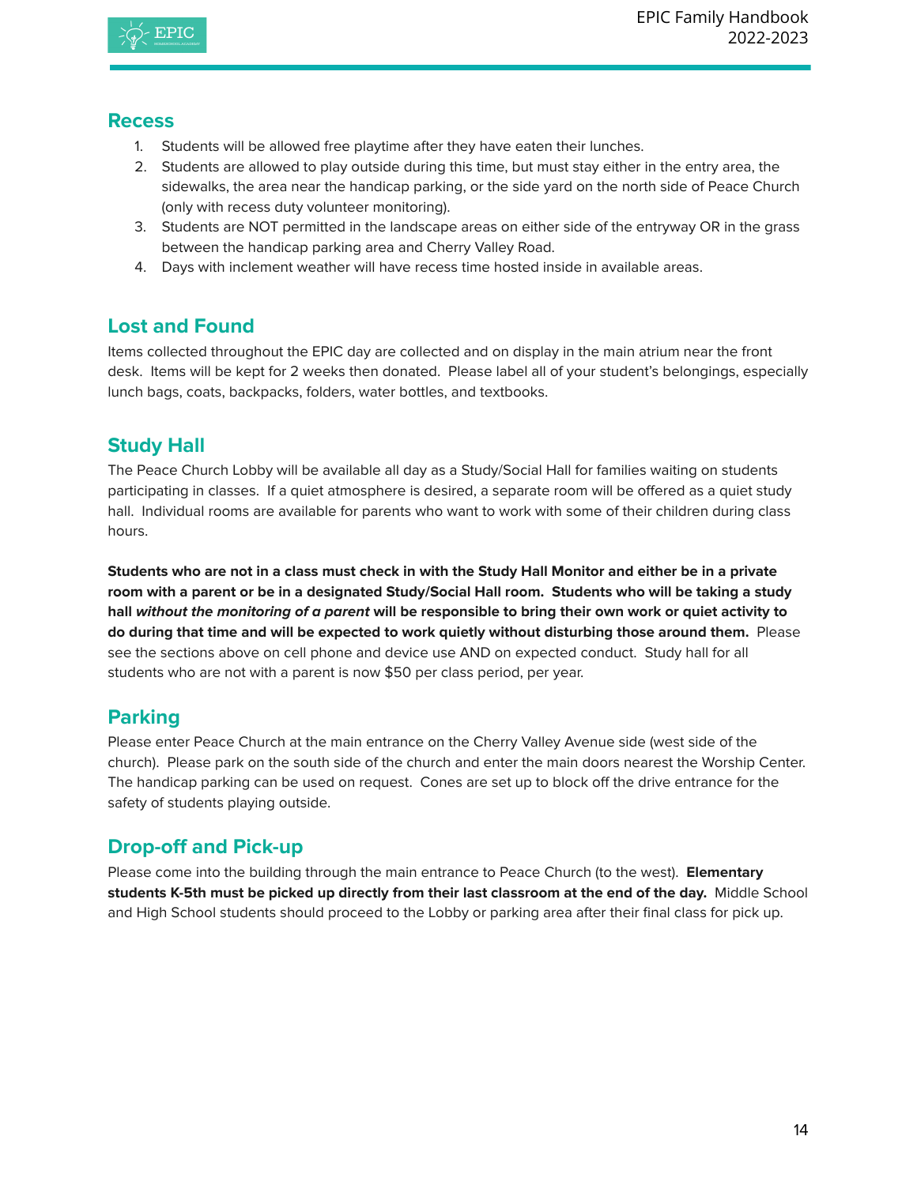## Recess

1. Students will be allowed free playtime after they have eaten their lunches.
2. Students are allowed to play outside during this time, but must stay either in the entry area, the sidewalks, the area near the handicap parking, or the side yard on the north side of Peace Church (only with recess duty volunteer monitoring).
3. Students are NOT permitted in the landscape areas on either side of the entryway OR in the grass between the handicap parking area and Cherry Valley Road.
4. Days with inclement weather will have recess time hosted inside in available areas.

## Lost and Found

Items collected throughout the EPIC day are collected and on display in the main atrium near the front desk. Items will be kept for 2 weeks then donated. Please label all of your student's belongings, especially lunch bags, coats, backpacks, folders, water bottles, and textbooks.

## Study Hall

The Peace Church Lobby will be available all day as a Study/Social Hall for families waiting on students participating in classes. If a quiet atmosphere is desired, a separate room will be offered as a quiet study hall. Individual rooms are available for parents who want to work with some of their children during class hours.

**Students who are not in a class must check in with the Study Hall Monitor and either be in a private room with a parent or be in a designated Study/Social Hall room. Students who will be taking a study hall *without the monitoring of a parent* will be responsible to bring their own work or quiet activity to do during that time and will be expected to work quietly without disturbing those around them.** Please see the sections above on cell phone and device use AND on expected conduct. Study hall for all students who are not with a parent is now $50 per class period, per year.

## Parking

Please enter Peace Church at the main entrance on the Cherry Valley Avenue side (west side of the church). Please park on the south side of the church and enter the main doors nearest the Worship Center. The handicap parking can be used on request. Cones are set up to block off the drive entrance for the safety of students playing outside.

## Drop-off and Pick-up

Please come into the building through the main entrance to Peace Church (to the west). **Elementary students K-5th must be picked up directly from their last classroom at the end of the day.** Middle School and High School students should proceed to the Lobby or parking area after their final class for pick up.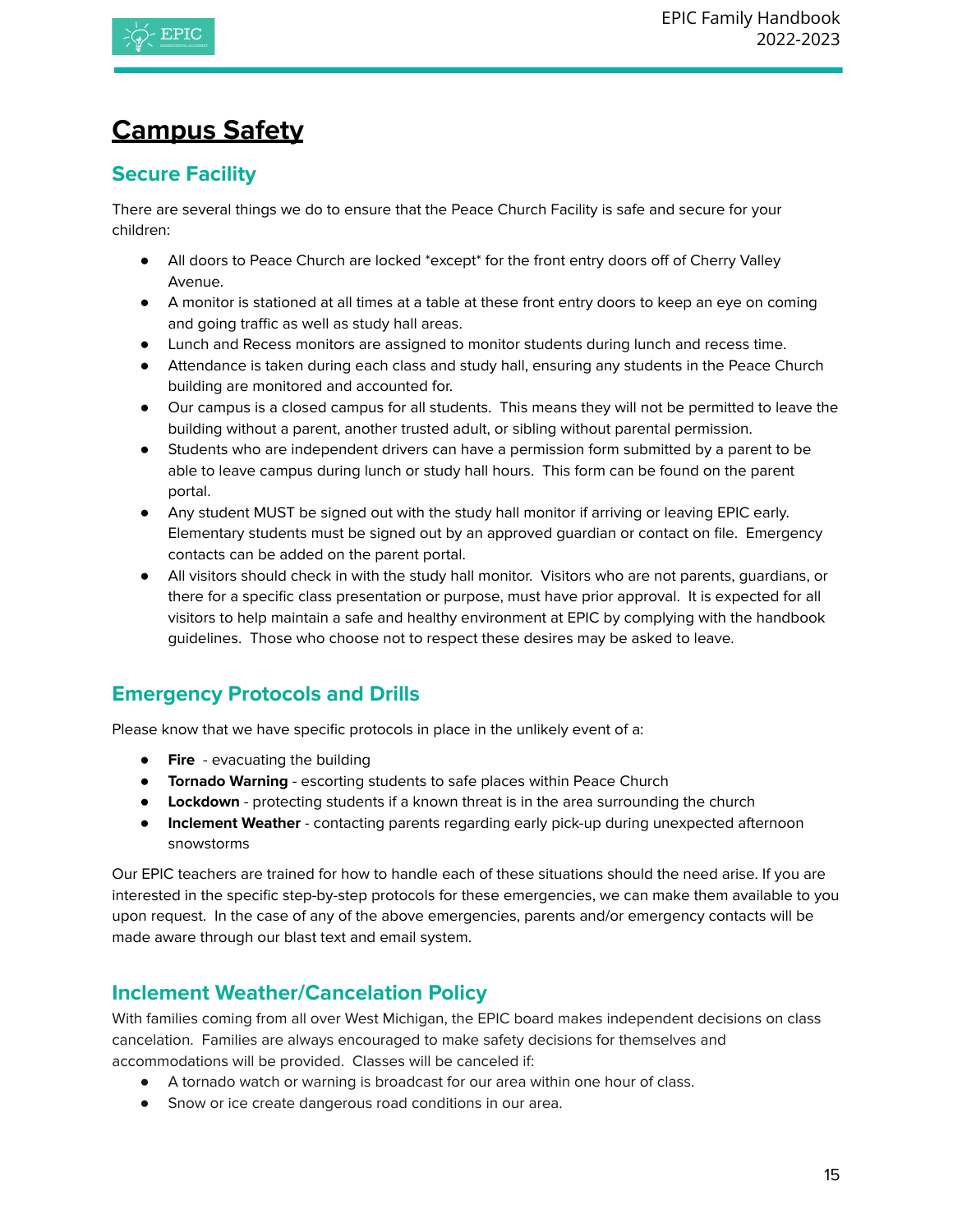# Campus Safety

## Secure Facility

There are several things we do to ensure that the Peace Church Facility is safe and secure for your children:

- All doors to Peace Church are locked *except* for the front entry doors off of Cherry Valley Avenue.
- A monitor is stationed at all times at a table at these front entry doors to keep an eye on coming and going traffic as well as study hall areas.
- Lunch and Recess monitors are assigned to monitor students during lunch and recess time.
- Attendance is taken during each class and study hall, ensuring any students in the Peace Church building are monitored and accounted for.
- Our campus is a closed campus for all students. This means they will not be permitted to leave the building without a parent, another trusted adult, or sibling without parental permission.
- Students who are independent drivers can have a permission form submitted by a parent to be able to leave campus during lunch or study hall hours. This form can be found on the parent portal.
- Any student MUST be signed out with the study hall monitor if arriving or leaving EPIC early. Elementary students must be signed out by an approved guardian or contact on file. Emergency contacts can be added on the parent portal.
- All visitors should check in with the study hall monitor. Visitors who are not parents, guardians, or there for a specific class presentation or purpose, must have prior approval. It is expected for all visitors to help maintain a safe and healthy environment at EPIC by complying with the handbook guidelines. Those who choose not to respect these desires may be asked to leave.

## Emergency Protocols and Drills

Please know that we have specific protocols in place in the unlikely event of a:

- **Fire** - evacuating the building
- **Tornado Warning** - escorting students to safe places within Peace Church
- **Lockdown** - protecting students if a known threat is in the area surrounding the church
- **Inclement Weather** - contacting parents regarding early pick-up during unexpected afternoon snowstorms

Our EPIC teachers are trained for how to handle each of these situations should the need arise. If you are interested in the specific step-by-step protocols for these emergencies, we can make them available to you upon request. In the case of any of the above emergencies, parents and/or emergency contacts will be made aware through our blast text and email system.

## Inclement Weather/Cancelation Policy

With families coming from all over West Michigan, the EPIC board makes independent decisions on class cancelation. Families are always encouraged to make safety decisions for themselves and accommodations will be provided. Classes will be canceled if:

- A tornado watch or warning is broadcast for our area within one hour of class.
- Snow or ice create dangerous road conditions in our area.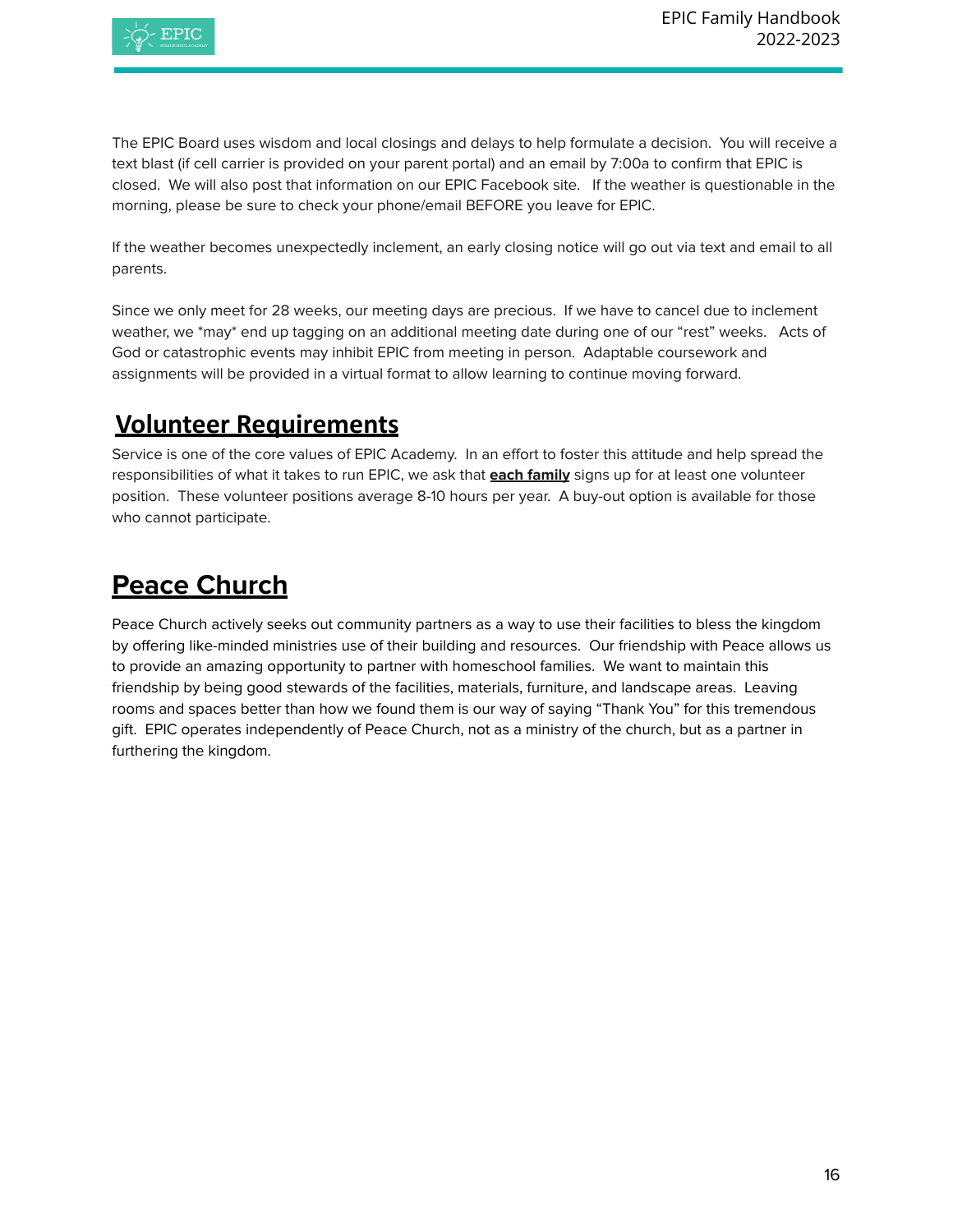The EPIC Board uses wisdom and local closings and delays to help formulate a decision. You will receive a text blast (if cell carrier is provided on your parent portal) and an email by 7:00a to confirm that EPIC is closed. We will also post that information on our EPIC Facebook site. If the weather is questionable in the morning, please be sure to check your phone/email BEFORE you leave for EPIC.

If the weather becomes unexpectedly inclement, an early closing notice will go out via text and email to all parents.

Since we only meet for 28 weeks, our meeting days are precious. If we have to cancel due to inclement weather, we *may* end up tagging on an additional meeting date during one of our "rest" weeks. Acts of God or catastrophic events may inhibit EPIC from meeting in person. Adaptable coursework and assignments will be provided in a virtual format to allow learning to continue moving forward.

## Volunteer Requirements

Service is one of the core values of EPIC Academy. In an effort to foster this attitude and help spread the responsibilities of what it takes to run EPIC, we ask that **each family** signs up for at least one volunteer position. These volunteer positions average 8-10 hours per year. A buy-out option is available for those who cannot participate.

## Peace Church

Peace Church actively seeks out community partners as a way to use their facilities to bless the kingdom by offering like-minded ministries use of their building and resources. Our friendship with Peace allows us to provide an amazing opportunity to partner with homeschool families. We want to maintain this friendship by being good stewards of the facilities, materials, furniture, and landscape areas. Leaving rooms and spaces better than how we found them is our way of saying "Thank You" for this tremendous gift. EPIC operates independently of Peace Church, not as a ministry of the church, but as a partner in furthering the kingdom.